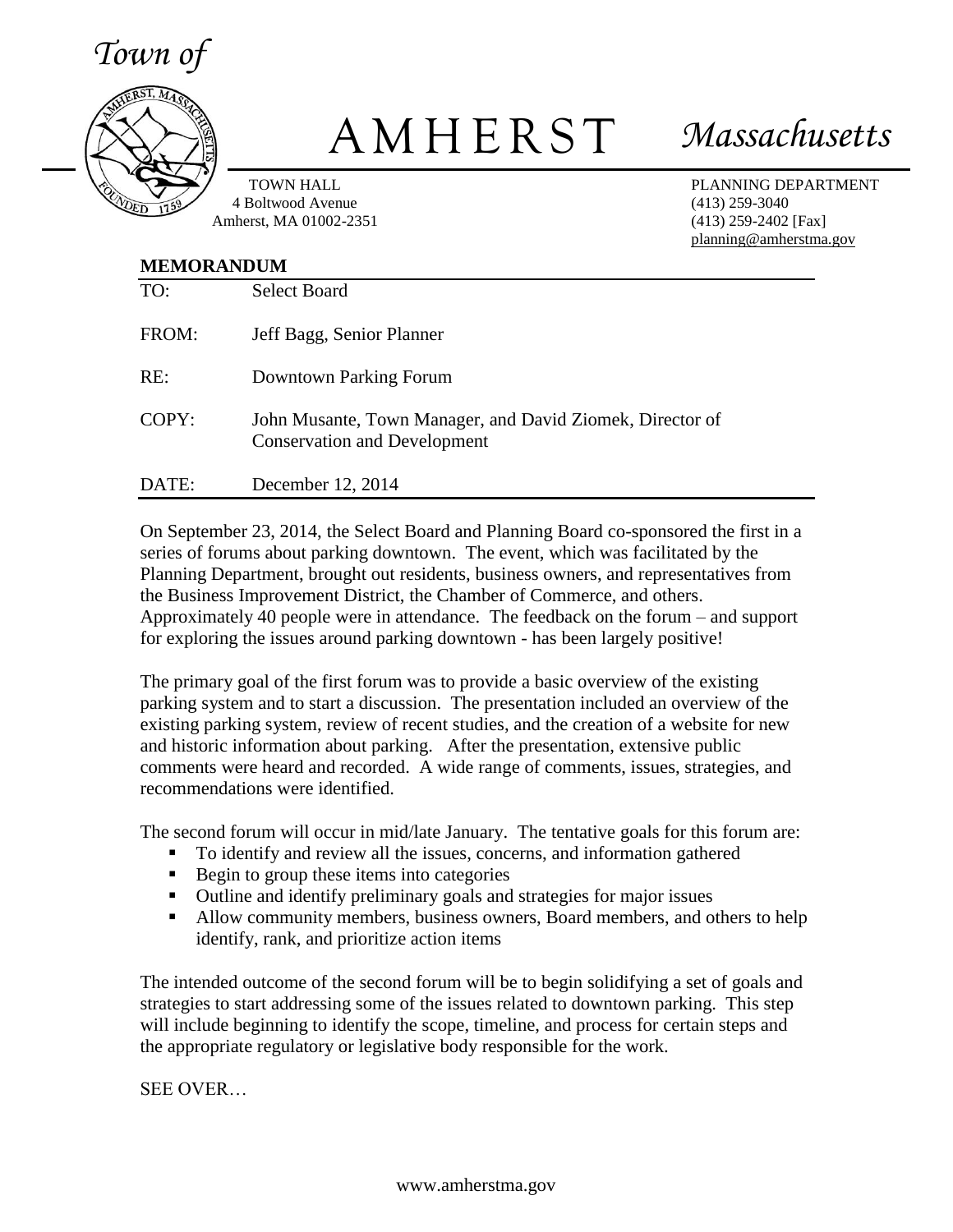*Town of*

# AMHERST *Massachusetts*

TOWN HALL
4 Boltwood Avenue
Amherst, MA 01002-2351

PLANNING DEPARTMENT
(413) 259-3040
(413) 259-2402 [Fax]
planning@amherstma.gov

**MEMORANDUM**

| | |
|---|---|
| TO: | Select Board |
| FROM: | Jeff Bagg, Senior Planner |
| RE: | Downtown Parking Forum |
| COPY: | John Musante, Town Manager, and David Ziomek, Director of Conservation and Development |
| DATE: | December 12, 2014 |

On September 23, 2014, the Select Board and Planning Board co-sponsored the first in a series of forums about parking downtown. The event, which was facilitated by the Planning Department, brought out residents, business owners, and representatives from the Business Improvement District, the Chamber of Commerce, and others. Approximately 40 people were in attendance. The feedback on the forum – and support for exploring the issues around parking downtown - has been largely positive!

The primary goal of the first forum was to provide a basic overview of the existing parking system and to start a discussion. The presentation included an overview of the existing parking system, review of recent studies, and the creation of a website for new and historic information about parking. After the presentation, extensive public comments were heard and recorded. A wide range of comments, issues, strategies, and recommendations were identified.

The second forum will occur in mid/late January. The tentative goals for this forum are:

- To identify and review all the issues, concerns, and information gathered
- Begin to group these items into categories
- Outline and identify preliminary goals and strategies for major issues
- Allow community members, business owners, Board members, and others to help identify, rank, and prioritize action items

The intended outcome of the second forum will be to begin solidifying a set of goals and strategies to start addressing some of the issues related to downtown parking. This step will include beginning to identify the scope, timeline, and process for certain steps and the appropriate regulatory or legislative body responsible for the work.

SEE OVER…

www.amherstma.gov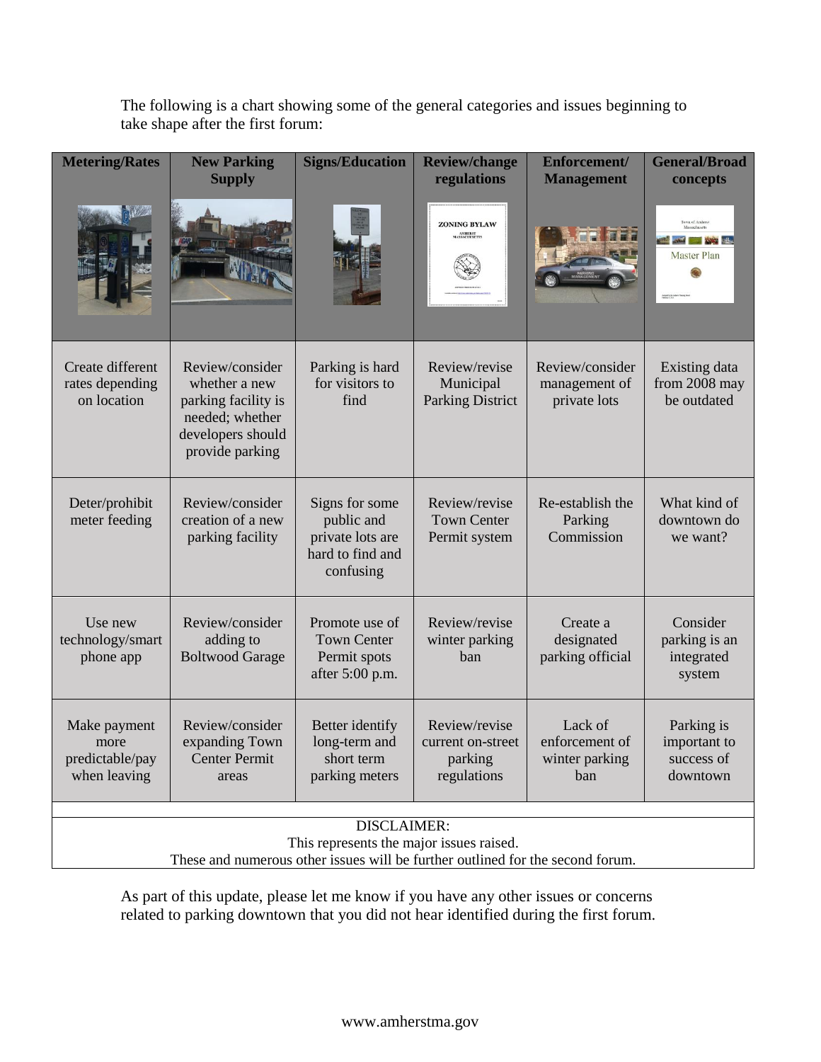The following is a chart showing some of the general categories and issues beginning to take shape after the first forum:

| Metering/Rates | New Parking Supply | Signs/Education | Review/change regulations | Enforcement/ Management | General/Broad concepts |
|---|---|---|---|---|---|
| Create different rates depending on location | Review/consider whether a new parking facility is needed; whether developers should provide parking | Parking is hard for visitors to find | Review/revise Municipal Parking District | Review/consider management of private lots | Existing data from 2008 may be outdated |
| Deter/prohibit meter feeding | Review/consider creation of a new parking facility | Signs for some public and private lots are hard to find and confusing | Review/revise Town Center Permit system | Re-establish the Parking Commission | What kind of downtown do we want? |
| Use new technology/smart phone app | Review/consider adding to Boltwood Garage | Promote use of Town Center Permit spots after 5:00 p.m. | Review/revise winter parking ban | Create a designated parking official | Consider parking is an integrated system |
| Make payment more predictable/pay when leaving | Review/consider expanding Town Center Permit areas | Better identify long-term and short term parking meters | Review/revise current on-street parking regulations | Lack of enforcement of winter parking ban | Parking is important to success of downtown |

DISCLAIMER:
This represents the major issues raised.
These and numerous other issues will be further outlined for the second forum.

As part of this update, please let me know if you have any other issues or concerns related to parking downtown that you did not hear identified during the first forum.